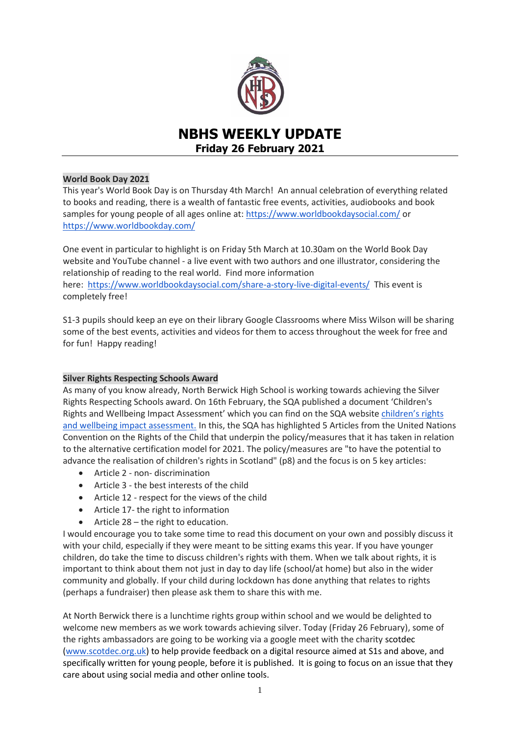# NBHS WEEKLY UPDATE

**Friday 26 February 2021**

## World Book Day 2021

This year's World Book Day is on Thursday 4th March! An annual celebration of everything related to books and reading, there is a wealth of fantastic free events, activities, audiobooks and book samples for young people of all ages online at: https://www.worldbookdaysocial.com/ or https://www.worldbookday.com/

One event in particular to highlight is on Friday 5th March at 10.30am on the World Book Day website and YouTube channel - a live event with two authors and one illustrator, considering the relationship of reading to the real world. Find more information here: https://www.worldbookdaysocial.com/share-a-story-live-digital-events/ This event is completely free!

S1-3 pupils should keep an eye on their library Google Classrooms where Miss Wilson will be sharing some of the best events, activities and videos for them to access throughout the week for free and for fun! Happy reading!

## Silver Rights Respecting Schools Award

As many of you know already, North Berwick High School is working towards achieving the Silver Rights Respecting Schools award. On 16th February, the SQA published a document 'Children's Rights and Wellbeing Impact Assessment' which you can find on the SQA website children's rights and wellbeing impact assessment. In this, the SQA has highlighted 5 Articles from the United Nations Convention on the Rights of the Child that underpin the policy/measures that it has taken in relation to the alternative certification model for 2021. The policy/measures are "to have the potential to advance the realisation of children's rights in Scotland" (p8) and the focus is on 5 key articles:

- Article 2 - non- discrimination
- Article 3 - the best interests of the child
- Article 12 - respect for the views of the child
- Article 17- the right to information
- Article 28 – the right to education.

I would encourage you to take some time to read this document on your own and possibly discuss it with your child, especially if they were meant to be sitting exams this year. If you have younger children, do take the time to discuss children's rights with them. When we talk about rights, it is important to think about them not just in day to day life (school/at home) but also in the wider community and globally. If your child during lockdown has done anything that relates to rights (perhaps a fundraiser) then please ask them to share this with me.

At North Berwick there is a lunchtime rights group within school and we would be delighted to welcome new members as we work towards achieving silver. Today (Friday 26 February), some of the rights ambassadors are going to be working via a google meet with the charity scotdec (www.scotdec.org.uk) to help provide feedback on a digital resource aimed at S1s and above, and specifically written for young people, before it is published. It is going to focus on an issue that they care about using social media and other online tools.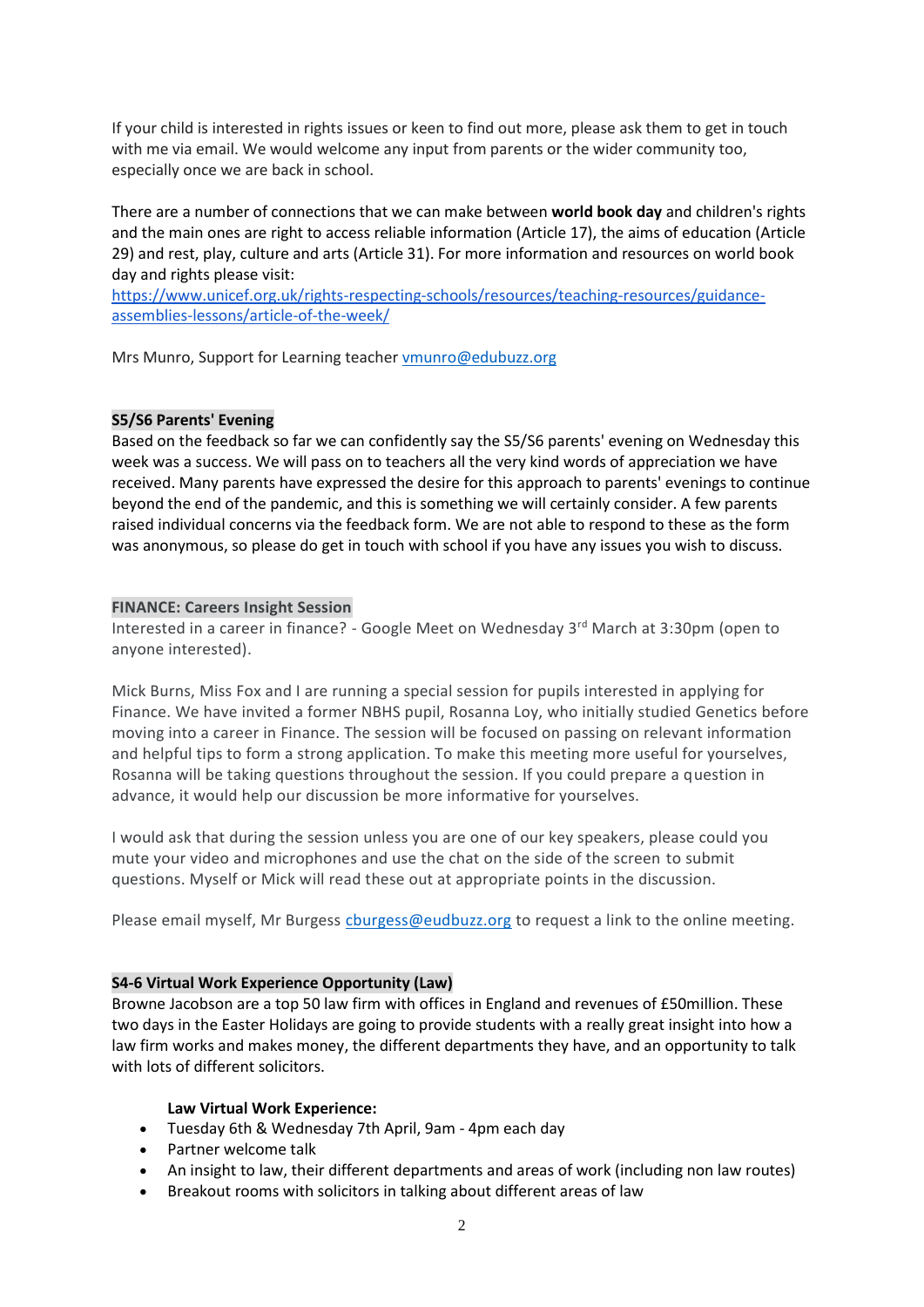If your child is interested in rights issues or keen to find out more, please ask them to get in touch with me via email. We would welcome any input from parents or the wider community too, especially once we are back in school.

There are a number of connections that we can make between **world book day** and children's rights and the main ones are right to access reliable information (Article 17), the aims of education (Article 29) and rest, play, culture and arts (Article 31). For more information and resources on world book day and rights please visit: [https://www.unicef.org.uk/rights-respecting-schools/resources/teaching-resources/guidance-assemblies-lessons/article-of-the-week/](https://www.unicef.org.uk/rights-respecting-schools/resources/teaching-resources/guidance-assemblies-lessons/article-of-the-week/)

Mrs Munro, Support for Learning teacher [vmunro@edubuzz.org](mailto:vmunro@edubuzz.org)

## S5/S6 Parents' Evening

Based on the feedback so far we can confidently say the S5/S6 parents' evening on Wednesday this week was a success. We will pass on to teachers all the very kind words of appreciation we have received. Many parents have expressed the desire for this approach to parents' evenings to continue beyond the end of the pandemic, and this is something we will certainly consider. A few parents raised individual concerns via the feedback form. We are not able to respond to these as the form was anonymous, so please do get in touch with school if you have any issues you wish to discuss.

## FINANCE: Careers Insight Session

Interested in a career in finance? - Google Meet on Wednesday 3rd March at 3:30pm (open to anyone interested).

Mick Burns, Miss Fox and I are running a special session for pupils interested in applying for Finance. We have invited a former NBHS pupil, Rosanna Loy, who initially studied Genetics before moving into a career in Finance. The session will be focused on passing on relevant information and helpful tips to form a strong application. To make this meeting more useful for yourselves, Rosanna will be taking questions throughout the session. If you could prepare a question in advance, it would help our discussion be more informative for yourselves.

I would ask that during the session unless you are one of our key speakers, please could you mute your video and microphones and use the chat on the side of the screen to submit questions. Myself or Mick will read these out at appropriate points in the discussion.

Please email myself, Mr Burgess [cburgess@eudbuzz.org](mailto:cburgess@eudbuzz.org) to request a link to the online meeting.

## S4-6 Virtual Work Experience Opportunity (Law)

Browne Jacobson are a top 50 law firm with offices in England and revenues of £50million. These two days in the Easter Holidays are going to provide students with a really great insight into how a law firm works and makes money, the different departments they have, and an opportunity to talk with lots of different solicitors.

**Law Virtual Work Experience:**

- Tuesday 6th & Wednesday 7th April, 9am - 4pm each day
- Partner welcome talk
- An insight to law, their different departments and areas of work (including non law routes)
- Breakout rooms with solicitors in talking about different areas of law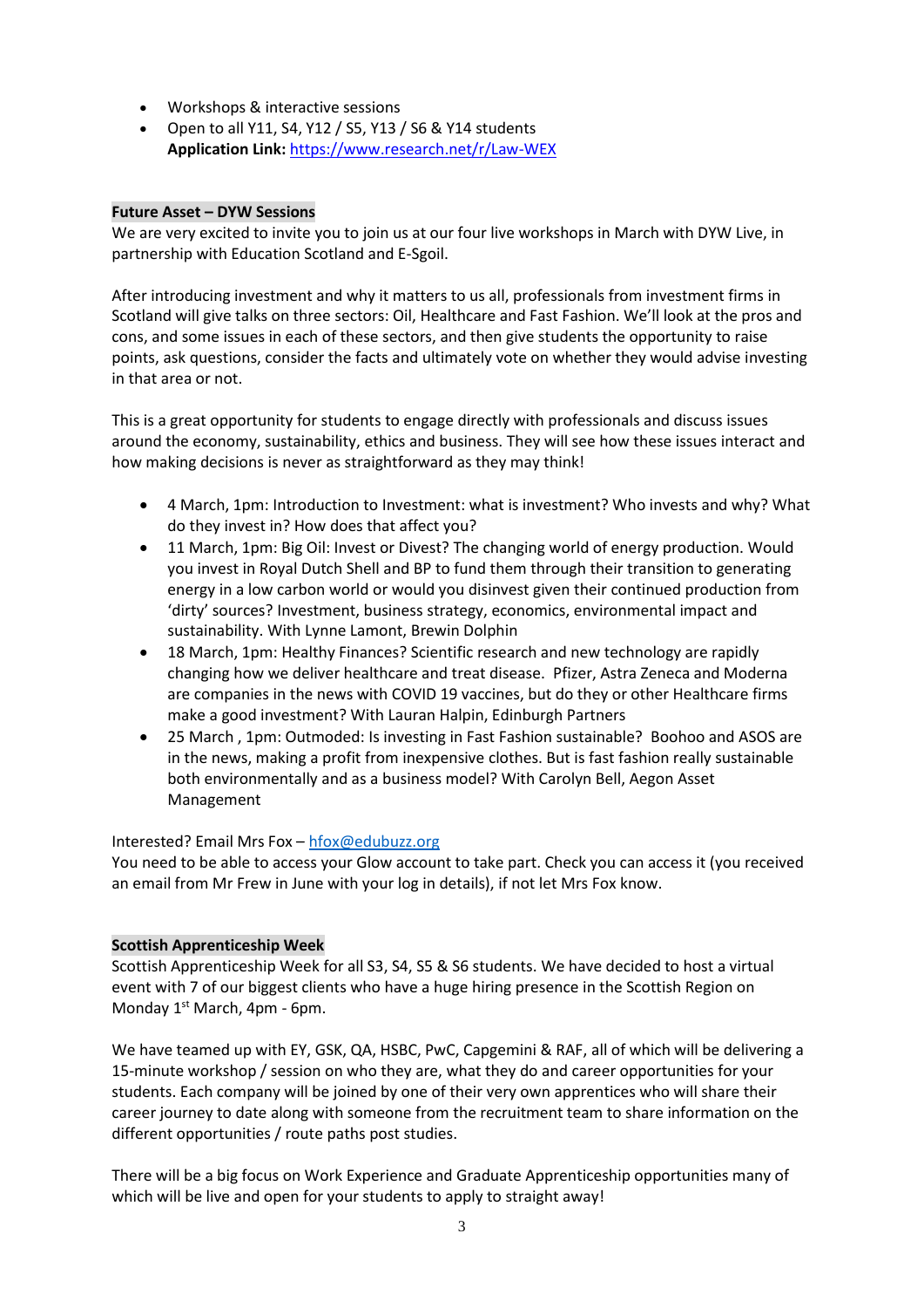- Workshops & interactive sessions
- Open to all Y11, S4, Y12 / S5, Y13 / S6 & Y14 students
  **Application Link:** https://www.research.net/r/Law-WEX

**Future Asset – DYW Sessions**

We are very excited to invite you to join us at our four live workshops in March with DYW Live, in partnership with Education Scotland and E-Sgoil.

After introducing investment and why it matters to us all, professionals from investment firms in Scotland will give talks on three sectors: Oil, Healthcare and Fast Fashion. We'll look at the pros and cons, and some issues in each of these sectors, and then give students the opportunity to raise points, ask questions, consider the facts and ultimately vote on whether they would advise investing in that area or not.

This is a great opportunity for students to engage directly with professionals and discuss issues around the economy, sustainability, ethics and business. They will see how these issues interact and how making decisions is never as straightforward as they may think!

- 4 March, 1pm: Introduction to Investment: what is investment? Who invests and why? What do they invest in? How does that affect you?
- 11 March, 1pm: Big Oil: Invest or Divest? The changing world of energy production. Would you invest in Royal Dutch Shell and BP to fund them through their transition to generating energy in a low carbon world or would you disinvest given their continued production from 'dirty' sources? Investment, business strategy, economics, environmental impact and sustainability. With Lynne Lamont, Brewin Dolphin
- 18 March, 1pm: Healthy Finances? Scientific research and new technology are rapidly changing how we deliver healthcare and treat disease. Pfizer, Astra Zeneca and Moderna are companies in the news with COVID 19 vaccines, but do they or other Healthcare firms make a good investment? With Lauran Halpin, Edinburgh Partners
- 25 March , 1pm: Outmoded: Is investing in Fast Fashion sustainable? Boohoo and ASOS are in the news, making a profit from inexpensive clothes. But is fast fashion really sustainable both environmentally and as a business model? With Carolyn Bell, Aegon Asset Management

Interested? Email Mrs Fox – hfox@edubuzz.org
You need to be able to access your Glow account to take part. Check you can access it (you received an email from Mr Frew in June with your log in details), if not let Mrs Fox know.

**Scottish Apprenticeship Week**

Scottish Apprenticeship Week for all S3, S4, S5 & S6 students. We have decided to host a virtual event with 7 of our biggest clients who have a huge hiring presence in the Scottish Region on Monday 1st March, 4pm - 6pm.

We have teamed up with EY, GSK, QA, HSBC, PwC, Capgemini & RAF, all of which will be delivering a 15-minute workshop / session on who they are, what they do and career opportunities for your students. Each company will be joined by one of their very own apprentices who will share their career journey to date along with someone from the recruitment team to share information on the different opportunities / route paths post studies.

There will be a big focus on Work Experience and Graduate Apprenticeship opportunities many of which will be live and open for your students to apply to straight away!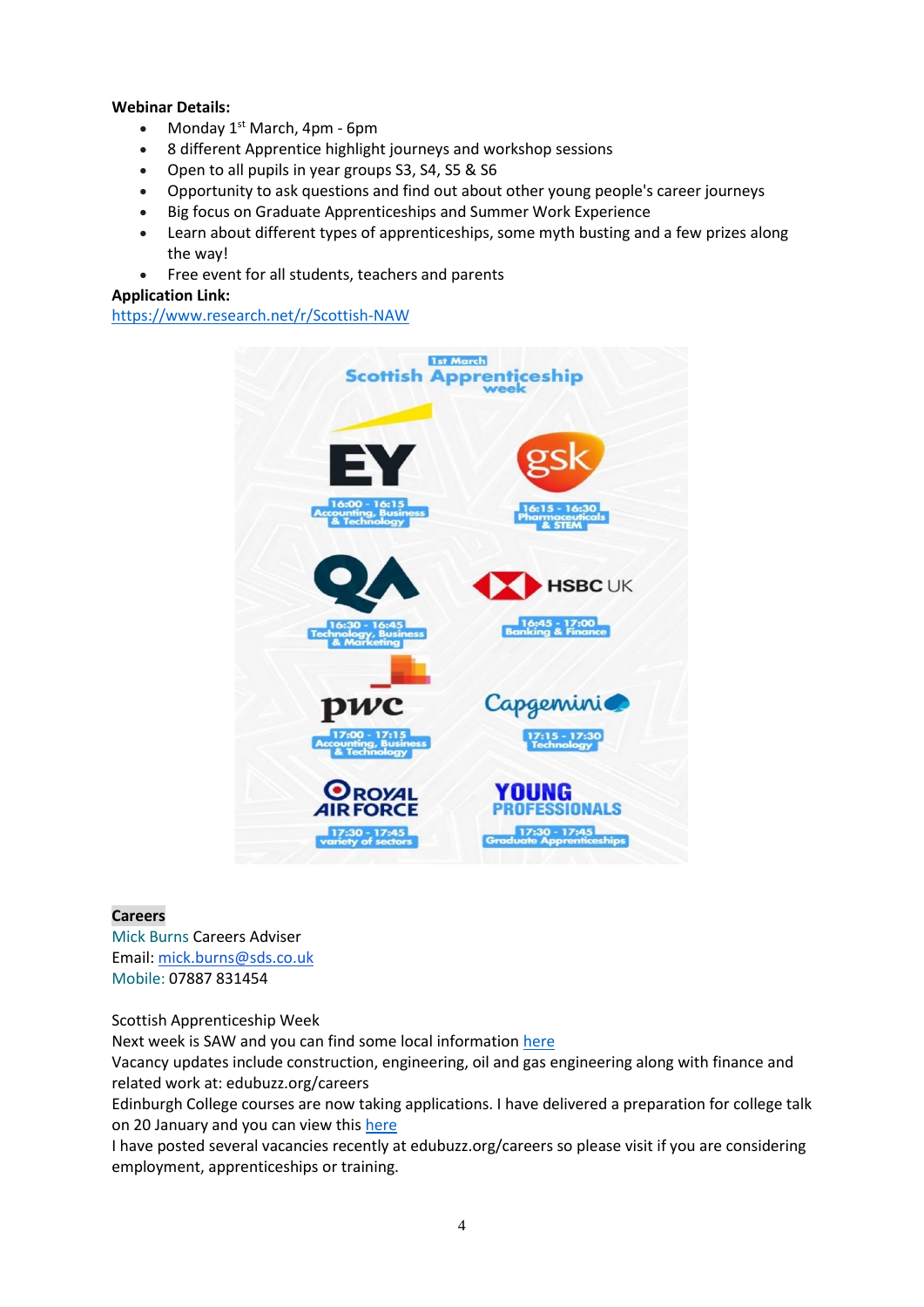**Webinar Details:**

- Monday 1st March, 4pm - 6pm
- 8 different Apprentice highlight journeys and workshop sessions
- Open to all pupils in year groups S3, S4, S5 & S6
- Opportunity to ask questions and find out about other young people's career journeys
- Big focus on Graduate Apprenticeships and Summer Work Experience
- Learn about different types of apprenticeships, some myth busting and a few prizes along the way!
- Free event for all students, teachers and parents

**Application Link:**
https://www.research.net/r/Scottish-NAW

1st March
Scottish Apprenticeship week

- EY — 16:00 - 16:15 Accounting, Business & Technology
- gsk — 16:15 - 16:30 Pharmaceuticals & STEM
- QA — 16:30 - 16:45 Technology, Business & Marketing
- HSBC UK — 16:45 - 17:00 Banking & Finance
- pwc — 17:00 - 17:15 Accounting, Business & Technology
- Capgemini — 17:15 - 17:30 Technology
- Royal Air Force — 17:30 - 17:45 variety of sectors
- Young Professionals — 17:30 - 17:45 Graduate Apprenticeships

**Careers**
Mick Burns Careers Adviser
Email: mick.burns@sds.co.uk
Mobile: 07887 831454

Scottish Apprenticeship Week
Next week is SAW and you can find some local information here
Vacancy updates include construction, engineering, oil and gas engineering along with finance and related work at: edubuzz.org/careers
Edinburgh College courses are now taking applications. I have delivered a preparation for college talk on 20 January and you can view this here
I have posted several vacancies recently at edubuzz.org/careers so please visit if you are considering employment, apprenticeships or training.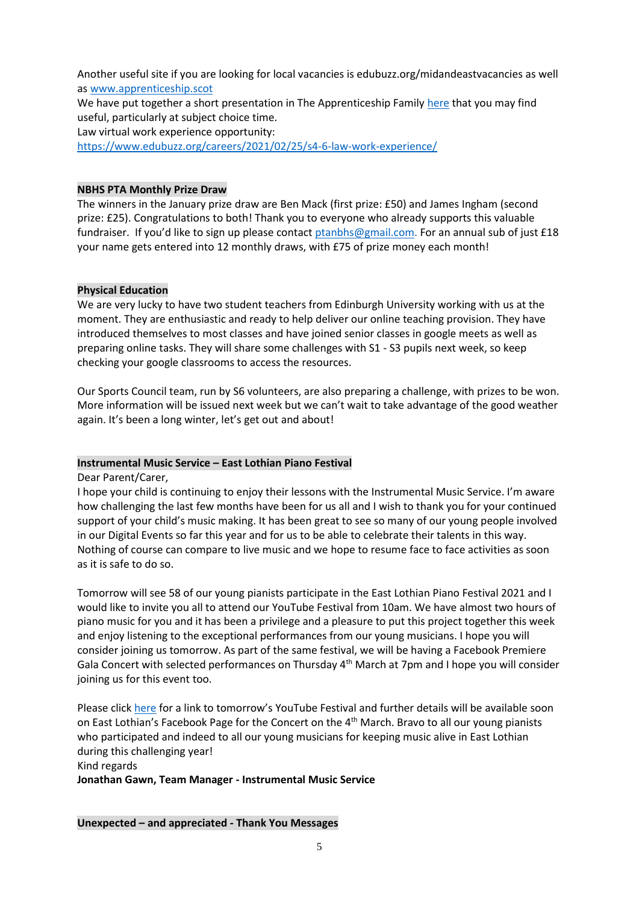Another useful site if you are looking for local vacancies is edubuzz.org/midandeastvacancies as well as [www.apprenticeship.scot](www.apprenticeship.scot)

We have put together a short presentation in The Apprenticeship Family [here](here) that you may find useful, particularly at subject choice time.

Law virtual work experience opportunity:
[https://www.edubuzz.org/careers/2021/02/25/s4-6-law-work-experience/](https://www.edubuzz.org/careers/2021/02/25/s4-6-law-work-experience/)

**NBHS PTA Monthly Prize Draw**

The winners in the January prize draw are Ben Mack (first prize: £50) and James Ingham (second prize: £25). Congratulations to both! Thank you to everyone who already supports this valuable fundraiser. If you'd like to sign up please contact ptanbhs@gmail.com. For an annual sub of just £18 your name gets entered into 12 monthly draws, with £75 of prize money each month!

**Physical Education**

We are very lucky to have two student teachers from Edinburgh University working with us at the moment. They are enthusiastic and ready to help deliver our online teaching provision. They have introduced themselves to most classes and have joined senior classes in google meets as well as preparing online tasks. They will share some challenges with S1 - S3 pupils next week, so keep checking your google classrooms to access the resources.

Our Sports Council team, run by S6 volunteers, are also preparing a challenge, with prizes to be won. More information will be issued next week but we can't wait to take advantage of the good weather again. It's been a long winter, let's get out and about!

**Instrumental Music Service – East Lothian Piano Festival**

Dear Parent/Carer,

I hope your child is continuing to enjoy their lessons with the Instrumental Music Service. I'm aware how challenging the last few months have been for us all and I wish to thank you for your continued support of your child's music making. It has been great to see so many of our young people involved in our Digital Events so far this year and for us to be able to celebrate their talents in this way. Nothing of course can compare to live music and we hope to resume face to face activities as soon as it is safe to do so.

Tomorrow will see 58 of our young pianists participate in the East Lothian Piano Festival 2021 and I would like to invite you all to attend our YouTube Festival from 10am. We have almost two hours of piano music for you and it has been a privilege and a pleasure to put this project together this week and enjoy listening to the exceptional performances from our young musicians. I hope you will consider joining us tomorrow. As part of the same festival, we will be having a Facebook Premiere Gala Concert with selected performances on Thursday 4th March at 7pm and I hope you will consider joining us for this event too.

Please click [here](here) for a link to tomorrow's YouTube Festival and further details will be available soon on East Lothian's Facebook Page for the Concert on the 4th March. Bravo to all our young pianists who participated and indeed to all our young musicians for keeping music alive in East Lothian during this challenging year!

Kind regards

**Jonathan Gawn, Team Manager - Instrumental Music Service**

**Unexpected – and appreciated - Thank You Messages**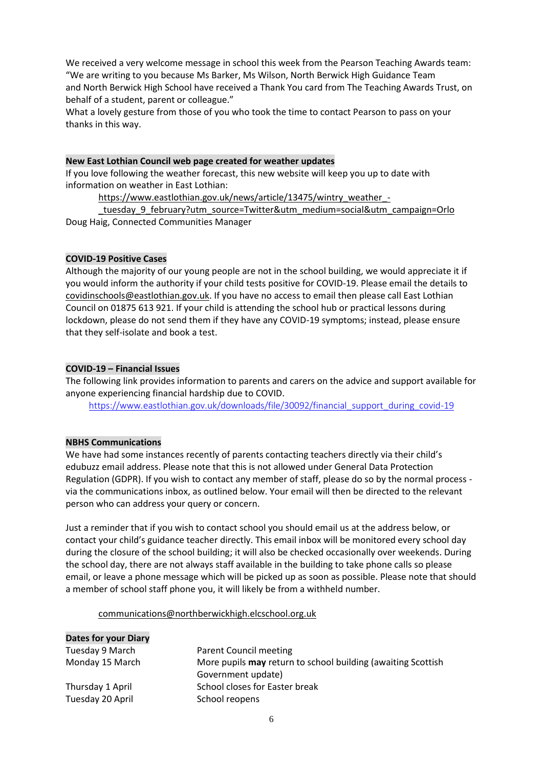We received a very welcome message in school this week from the Pearson Teaching Awards team: "We are writing to you because Ms Barker, Ms Wilson, North Berwick High Guidance Team and North Berwick High School have received a Thank You card from The Teaching Awards Trust, on behalf of a student, parent or colleague."
What a lovely gesture from those of you who took the time to contact Pearson to pass on your thanks in this way.

**New East Lothian Council web page created for weather updates**

If you love following the weather forecast, this new website will keep you up to date with information on weather in East Lothian:

https://www.eastlothian.gov.uk/news/article/13475/wintry_weather_-_tuesday_9_february?utm_source=Twitter&utm_medium=social&utm_campaign=Orlo

Doug Haig, Connected Communities Manager

**COVID-19 Positive Cases**

Although the majority of our young people are not in the school building, we would appreciate it if you would inform the authority if your child tests positive for COVID-19. Please email the details to covidinschools@eastlothian.gov.uk. If you have no access to email then please call East Lothian Council on 01875 613 921. If your child is attending the school hub or practical lessons during lockdown, please do not send them if they have any COVID-19 symptoms; instead, please ensure that they self-isolate and book a test.

**COVID-19 – Financial Issues**

The following link provides information to parents and carers on the advice and support available for anyone experiencing financial hardship due to COVID.

https://www.eastlothian.gov.uk/downloads/file/30092/financial_support_during_covid-19

**NBHS Communications**

We have had some instances recently of parents contacting teachers directly via their child's edubuzz email address. Please note that this is not allowed under General Data Protection Regulation (GDPR). If you wish to contact any member of staff, please do so by the normal process - via the communications inbox, as outlined below. Your email will then be directed to the relevant person who can address your query or concern.

Just a reminder that if you wish to contact school you should email us at the address below, or contact your child's guidance teacher directly. This email inbox will be monitored every school day during the closure of the school building; it will also be checked occasionally over weekends. During the school day, there are not always staff available in the building to take phone calls so please email, or leave a phone message which will be picked up as soon as possible. Please note that should a member of school staff phone you, it will likely be from a withheld number.

communications@northberwickhigh.elcschool.org.uk

**Dates for your Diary**

| | |
|---|---|
| Tuesday 9 March | Parent Council meeting |
| Monday 15 March | More pupils **may** return to school building (awaiting Scottish Government update) |
| Thursday 1 April | School closes for Easter break |
| Tuesday 20 April | School reopens |